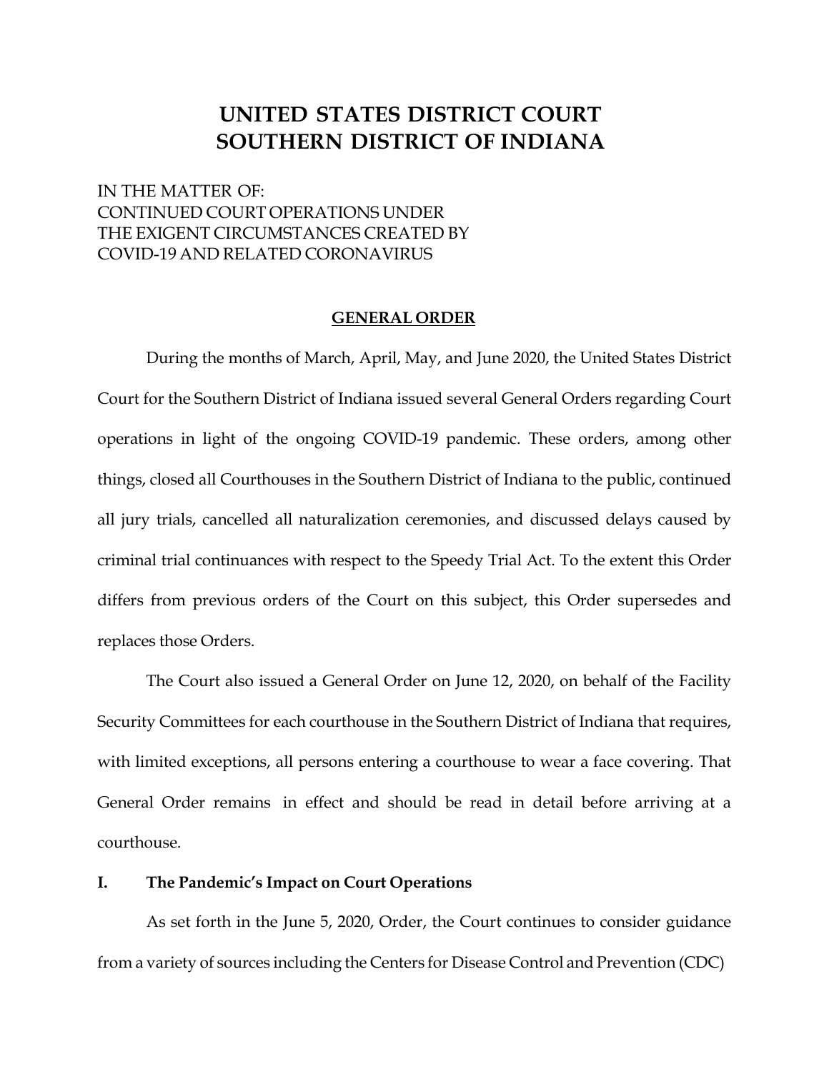# UNITED STATES DISTRICT COURT
# SOUTHERN DISTRICT OF INDIANA

IN THE MATTER OF:
CONTINUED COURT OPERATIONS UNDER
THE EXIGENT CIRCUMSTANCES CREATED BY
COVID-19 AND RELATED CORONAVIRUS

## GENERAL ORDER

During the months of March, April, May, and June 2020, the United States District Court for the Southern District of Indiana issued several General Orders regarding Court operations in light of the ongoing COVID-19 pandemic. These orders, among other things, closed all Courthouses in the Southern District of Indiana to the public, continued all jury trials, cancelled all naturalization ceremonies, and discussed delays caused by criminal trial continuances with respect to the Speedy Trial Act. To the extent this Order differs from previous orders of the Court on this subject, this Order supersedes and replaces those Orders.

The Court also issued a General Order on June 12, 2020, on behalf of the Facility Security Committees for each courthouse in the Southern District of Indiana that requires, with limited exceptions, all persons entering a courthouse to wear a face covering. That General Order remains in effect and should be read in detail before arriving at a courthouse.

### I. The Pandemic's Impact on Court Operations

As set forth in the June 5, 2020, Order, the Court continues to consider guidance from a variety of sources including the Centers for Disease Control and Prevention (CDC)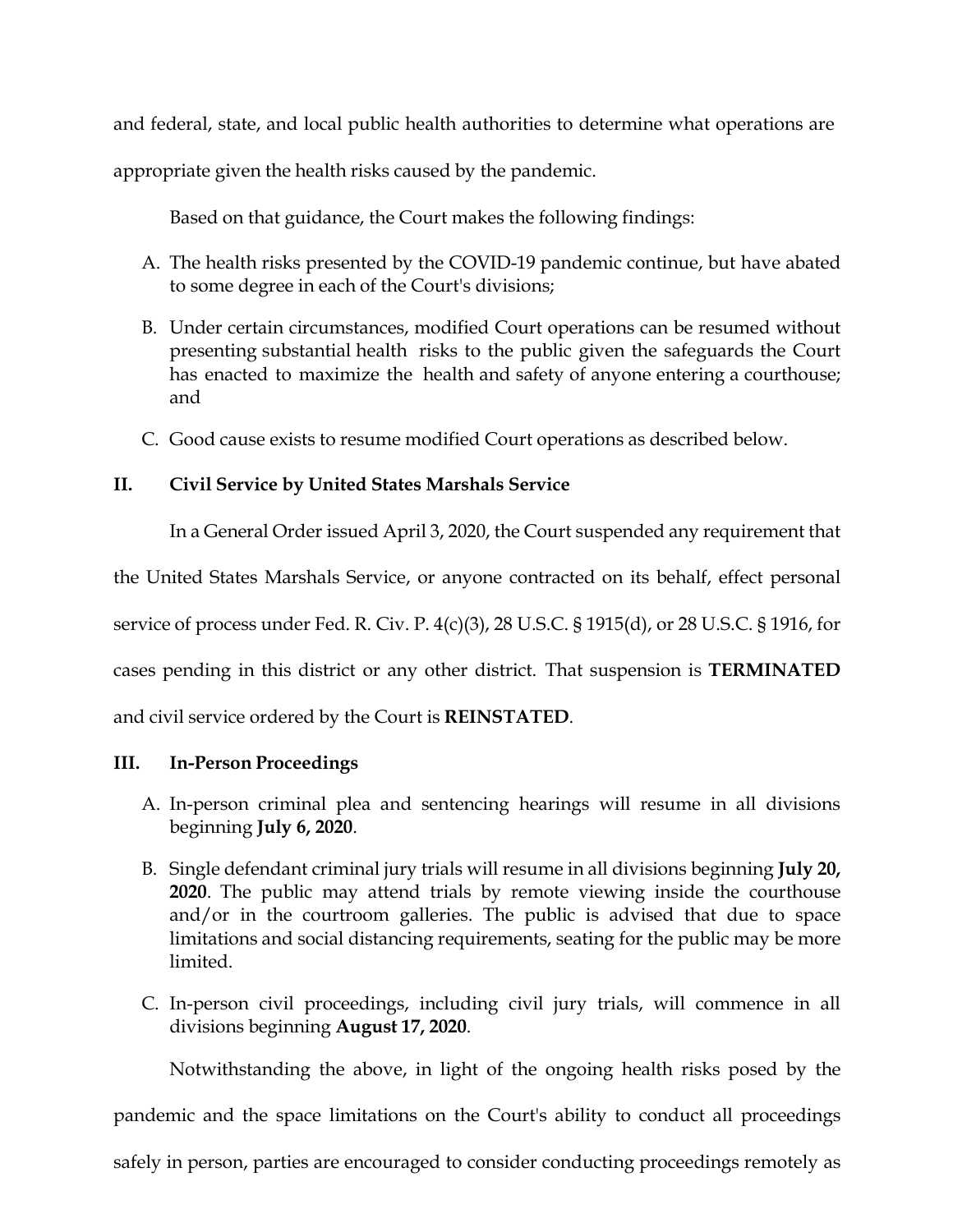and federal, state, and local public health authorities to determine what operations are appropriate given the health risks caused by the pandemic.

Based on that guidance, the Court makes the following findings:

A. The health risks presented by the COVID-19 pandemic continue, but have abated to some degree in each of the Court's divisions;

B. Under certain circumstances, modified Court operations can be resumed without presenting substantial health risks to the public given the safeguards the Court has enacted to maximize the health and safety of anyone entering a courthouse; and

C. Good cause exists to resume modified Court operations as described below.

## II. Civil Service by United States Marshals Service

In a General Order issued April 3, 2020, the Court suspended any requirement that the United States Marshals Service, or anyone contracted on its behalf, effect personal service of process under Fed. R. Civ. P. 4(c)(3), 28 U.S.C. § 1915(d), or 28 U.S.C. § 1916, for cases pending in this district or any other district. That suspension is **TERMINATED** and civil service ordered by the Court is **REINSTATED**.

## III. In-Person Proceedings

A. In-person criminal plea and sentencing hearings will resume in all divisions beginning **July 6, 2020**.

B. Single defendant criminal jury trials will resume in all divisions beginning **July 20, 2020**. The public may attend trials by remote viewing inside the courthouse and/or in the courtroom galleries. The public is advised that due to space limitations and social distancing requirements, seating for the public may be more limited.

C. In-person civil proceedings, including civil jury trials, will commence in all divisions beginning **August 17, 2020**.

Notwithstanding the above, in light of the ongoing health risks posed by the pandemic and the space limitations on the Court's ability to conduct all proceedings safely in person, parties are encouraged to consider conducting proceedings remotely as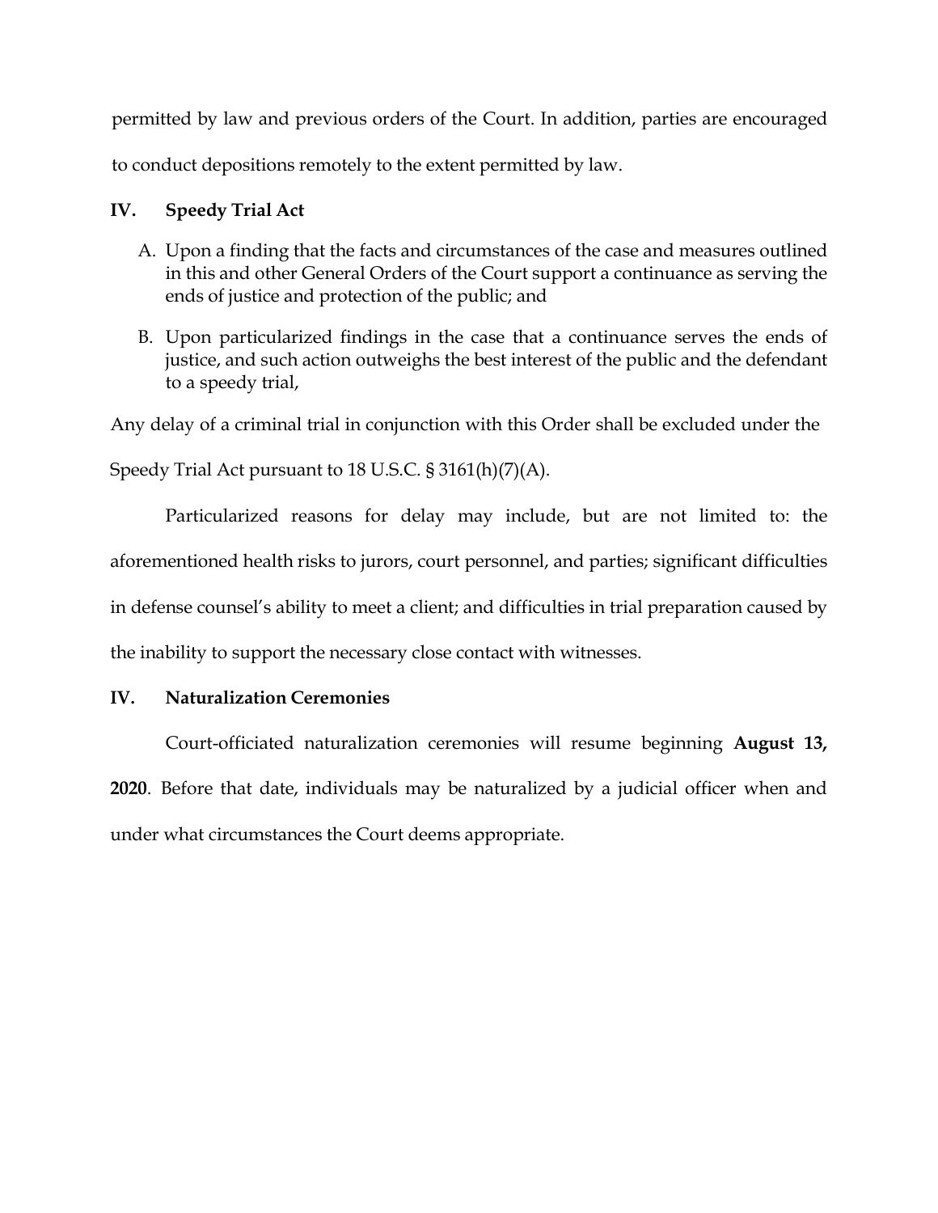permitted by law and previous orders of the Court. In addition, parties are encouraged to conduct depositions remotely to the extent permitted by law.

## IV. Speedy Trial Act

A. Upon a finding that the facts and circumstances of the case and measures outlined in this and other General Orders of the Court support a continuance as serving the ends of justice and protection of the public; and

B. Upon particularized findings in the case that a continuance serves the ends of justice, and such action outweighs the best interest of the public and the defendant to a speedy trial,

Any delay of a criminal trial in conjunction with this Order shall be excluded under the Speedy Trial Act pursuant to 18 U.S.C. § 3161(h)(7)(A).

Particularized reasons for delay may include, but are not limited to: the aforementioned health risks to jurors, court personnel, and parties; significant difficulties in defense counsel's ability to meet a client; and difficulties in trial preparation caused by the inability to support the necessary close contact with witnesses.

## IV. Naturalization Ceremonies

Court-officiated naturalization ceremonies will resume beginning **August 13, 2020**. Before that date, individuals may be naturalized by a judicial officer when and under what circumstances the Court deems appropriate.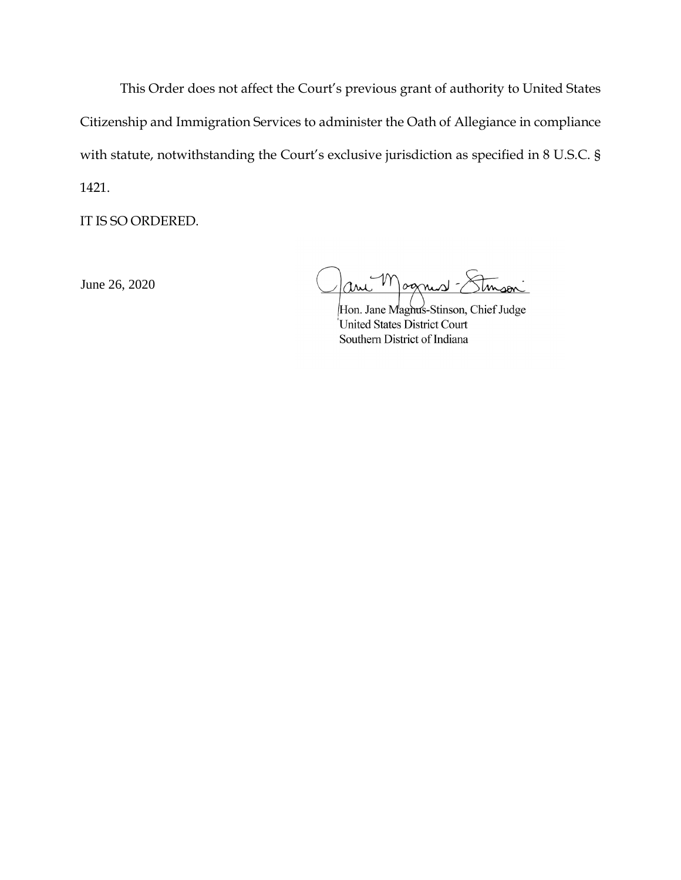This Order does not affect the Court's previous grant of authority to United States Citizenship and Immigration Services to administer the Oath of Allegiance in compliance with statute, notwithstanding the Court's exclusive jurisdiction as specified in 8 U.S.C. § 1421.

IT IS SO ORDERED.

June 26, 2020

Hon. Jane Magnus-Stinson, Chief Judge
United States District Court
Southern District of Indiana